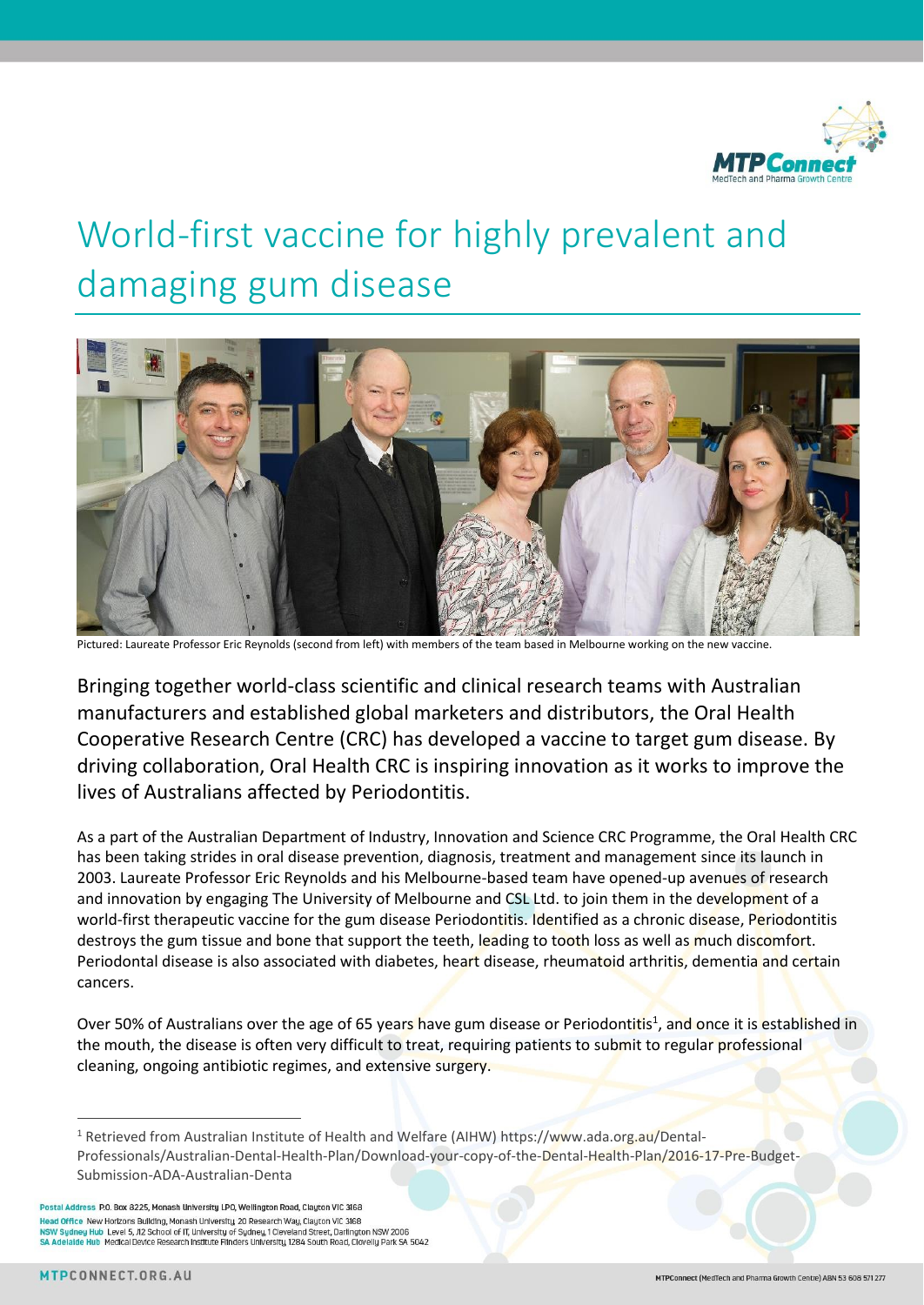# World-first vaccine for highly prevalent and damaging gum disease

Pictured: Laureate Professor Eric Reynolds (second from left) with members of the team based in Melbourne working on the new vaccine.

Bringing together world-class scientific and clinical research teams with Australian manufacturers and established global marketers and distributors, the Oral Health Cooperative Research Centre (CRC) has developed a vaccine to target gum disease. By driving collaboration, Oral Health CRC is inspiring innovation as it works to improve the lives of Australians affected by Periodontitis.

As a part of the Australian Department of Industry, Innovation and Science CRC Programme, the Oral Health CRC has been taking strides in oral disease prevention, diagnosis, treatment and management since its launch in 2003. Laureate Professor Eric Reynolds and his Melbourne-based team have opened-up avenues of research and innovation by engaging The University of Melbourne and CSL Ltd. to join them in the development of a world-first therapeutic vaccine for the gum disease Periodontitis. Identified as a chronic disease, Periodontitis destroys the gum tissue and bone that support the teeth, leading to tooth loss as well as much discomfort. Periodontal disease is also associated with diabetes, heart disease, rheumatoid arthritis, dementia and certain cancers.

Over 50% of Australians over the age of 65 years have gum disease or Periodontitis[1], and once it is established in the mouth, the disease is often very difficult to treat, requiring patients to submit to regular professional cleaning, ongoing antibiotic regimes, and extensive surgery.

---

[1] Retrieved from Australian Institute of Health and Welfare (AIHW) https://www.ada.org.au/Dental-Professionals/Australian-Dental-Health-Plan/Download-your-copy-of-the-Dental-Health-Plan/2016-17-Pre-Budget-Submission-ADA-Australian-Denta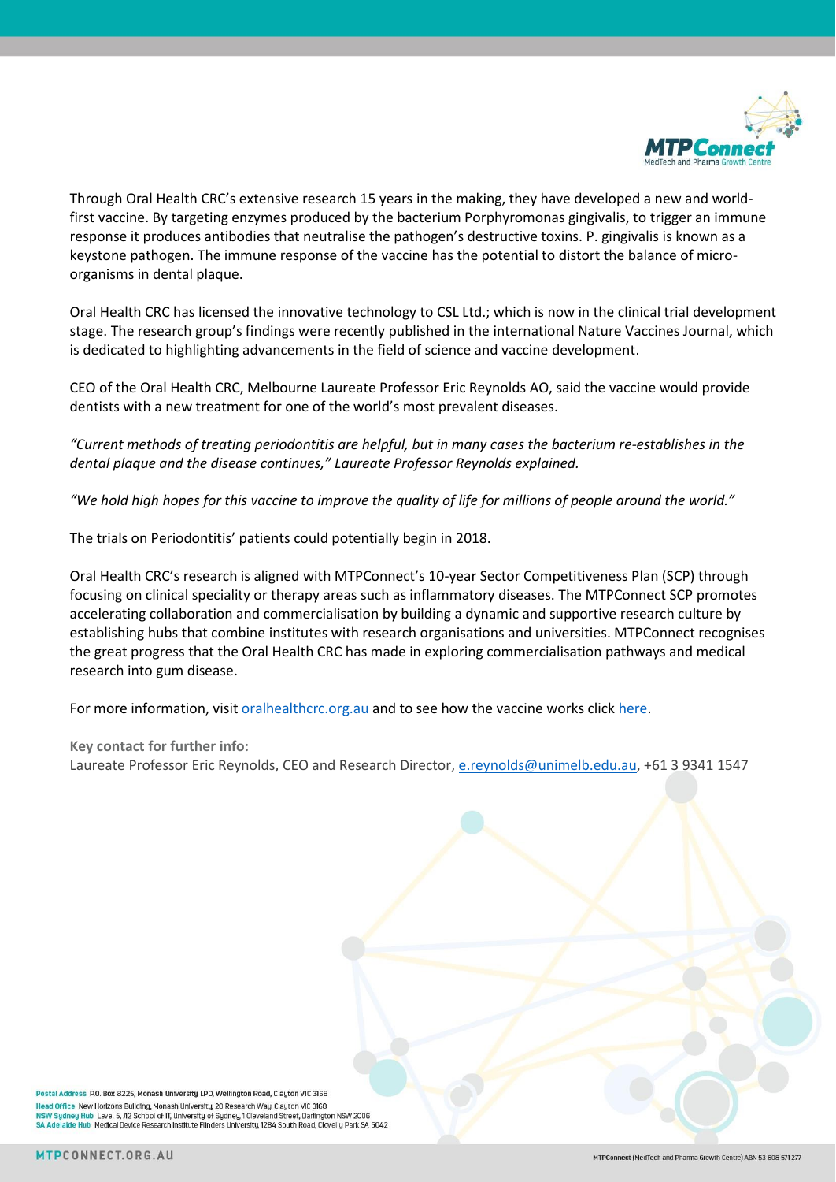Through Oral Health CRC's extensive research 15 years in the making, they have developed a new and world-first vaccine. By targeting enzymes produced by the bacterium Porphyromonas gingivalis, to trigger an immune response it produces antibodies that neutralise the pathogen's destructive toxins. P. gingivalis is known as a keystone pathogen. The immune response of the vaccine has the potential to distort the balance of micro-organisms in dental plaque.

Oral Health CRC has licensed the innovative technology to CSL Ltd.; which is now in the clinical trial development stage. The research group's findings were recently published in the international Nature Vaccines Journal, which is dedicated to highlighting advancements in the field of science and vaccine development.

CEO of the Oral Health CRC, Melbourne Laureate Professor Eric Reynolds AO, said the vaccine would provide dentists with a new treatment for one of the world's most prevalent diseases.

*"Current methods of treating periodontitis are helpful, but in many cases the bacterium re-establishes in the dental plaque and the disease continues," Laureate Professor Reynolds explained.*

*"We hold high hopes for this vaccine to improve the quality of life for millions of people around the world."*

The trials on Periodontitis' patients could potentially begin in 2018.

Oral Health CRC's research is aligned with MTPConnect's 10-year Sector Competitiveness Plan (SCP) through focusing on clinical speciality or therapy areas such as inflammatory diseases. The MTPConnect SCP promotes accelerating collaboration and commercialisation by building a dynamic and supportive research culture by establishing hubs that combine institutes with research organisations and universities. MTPConnect recognises the great progress that the Oral Health CRC has made in exploring commercialisation pathways and medical research into gum disease.

For more information, visit oralhealthcrc.org.au and to see how the vaccine works click here.

**Key contact for further info:**
Laureate Professor Eric Reynolds, CEO and Research Director, e.reynolds@unimelb.edu.au, +61 3 9341 1547